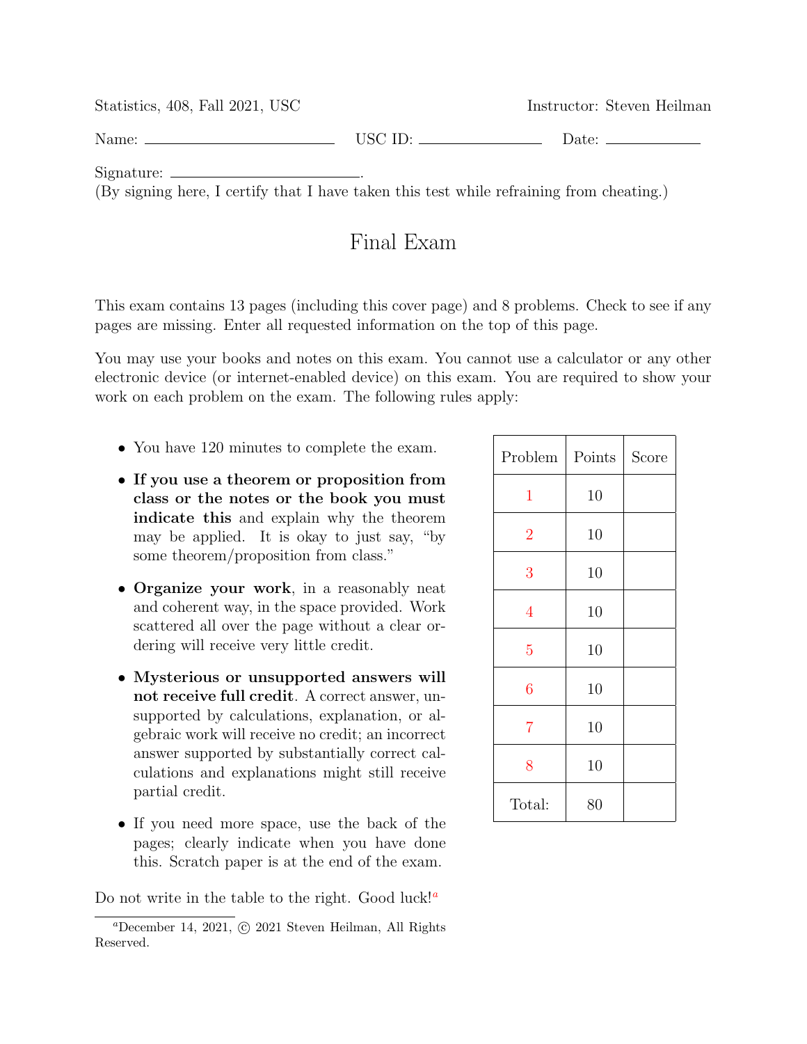Statistics, 408, Fall 2021, USC

Instructor: Steven Heilman

Name: ________________________ USC ID: ______________ Date: ____________

Signature: ______________________.
(By signing here, I certify that I have taken this test while refraining from cheating.)

# Final Exam

This exam contains 13 pages (including this cover page) and 8 problems. Check to see if any pages are missing. Enter all requested information on the top of this page.

You may use your books and notes on this exam. You cannot use a calculator or any other electronic device (or internet-enabled device) on this exam. You are required to show your work on each problem on the exam. The following rules apply:

- You have 120 minutes to complete the exam.
- **If you use a theorem or proposition from class or the notes or the book you must indicate this** and explain why the theorem may be applied. It is okay to just say, "by some theorem/proposition from class."
- **Organize your work**, in a reasonably neat and coherent way, in the space provided. Work scattered all over the page without a clear ordering will receive very little credit.
- **Mysterious or unsupported answers will not receive full credit**. A correct answer, unsupported by calculations, explanation, or algebraic work will receive no credit; an incorrect answer supported by substantially correct calculations and explanations might still receive partial credit.
- If you need more space, use the back of the pages; clearly indicate when you have done this. Scratch paper is at the end of the exam.

| Problem | Points | Score |
|---|---|---|
| 1 | 10 | |
| 2 | 10 | |
| 3 | 10 | |
| 4 | 10 | |
| 5 | 10 | |
| 6 | 10 | |
| 7 | 10 | |
| 8 | 10 | |
| Total: | 80 | |

Do not write in the table to the right. Good luck![a]

[a] December 14, 2021, © 2021 Steven Heilman, All Rights Reserved.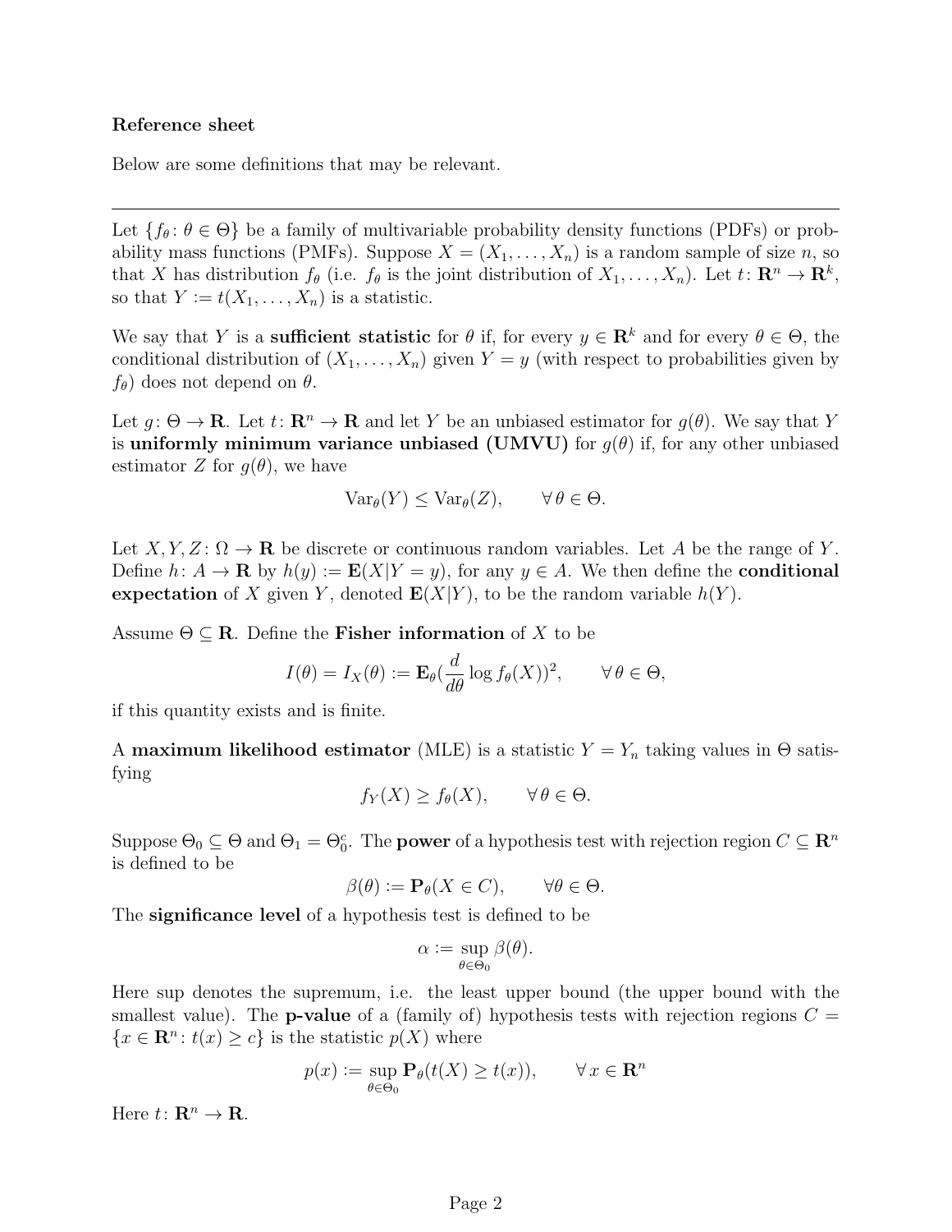**Reference sheet**

Below are some definitions that may be relevant.

---

Let $\{f_\theta \colon \theta \in \Theta\}$ be a family of multivariable probability density functions (PDFs) or probability mass functions (PMFs). Suppose $X = (X_1, \ldots, X_n)$ is a random sample of size $n$, so that $X$ has distribution $f_\theta$ (i.e. $f_\theta$ is the joint distribution of $X_1, \ldots, X_n$). Let $t \colon \mathbf{R}^n \to \mathbf{R}^k$, so that $Y := t(X_1, \ldots, X_n)$ is a statistic.

We say that $Y$ is a **sufficient statistic** for $\theta$ if, for every $y \in \mathbf{R}^k$ and for every $\theta \in \Theta$, the conditional distribution of $(X_1, \ldots, X_n)$ given $Y = y$ (with respect to probabilities given by $f_\theta$) does not depend on $\theta$.

Let $g \colon \Theta \to \mathbf{R}$. Let $t \colon \mathbf{R}^n \to \mathbf{R}$ and let $Y$ be an unbiased estimator for $g(\theta)$. We say that $Y$ is **uniformly minimum variance unbiased (UMVU)** for $g(\theta)$ if, for any other unbiased estimator $Z$ for $g(\theta)$, we have

$$\mathrm{Var}_\theta(Y) \leq \mathrm{Var}_\theta(Z), \qquad \forall\, \theta \in \Theta.$$

Let $X, Y, Z \colon \Omega \to \mathbf{R}$ be discrete or continuous random variables. Let $A$ be the range of $Y$. Define $h \colon A \to \mathbf{R}$ by $h(y) := \mathbf{E}(X|Y = y)$, for any $y \in A$. We then define the **conditional expectation** of $X$ given $Y$, denoted $\mathbf{E}(X|Y)$, to be the random variable $h(Y)$.

Assume $\Theta \subseteq \mathbf{R}$. Define the **Fisher information** of $X$ to be

$$I(\theta) = I_X(\theta) := \mathbf{E}_\theta\Big(\frac{d}{d\theta} \log f_\theta(X)\Big)^2, \qquad \forall\, \theta \in \Theta,$$

if this quantity exists and is finite.

A **maximum likelihood estimator** (MLE) is a statistic $Y = Y_n$ taking values in $\Theta$ satisfying

$$f_Y(X) \geq f_\theta(X), \qquad \forall\, \theta \in \Theta.$$

Suppose $\Theta_0 \subseteq \Theta$ and $\Theta_1 = \Theta_0^c$. The **power** of a hypothesis test with rejection region $C \subseteq \mathbf{R}^n$ is defined to be

$$\beta(\theta) := \mathbf{P}_\theta(X \in C), \qquad \forall \theta \in \Theta.$$

The **significance level** of a hypothesis test is defined to be

$$\alpha := \sup_{\theta \in \Theta_0} \beta(\theta).$$

Here sup denotes the supremum, i.e. the least upper bound (the upper bound with the smallest value). The **p-value** of a (family of) hypothesis tests with rejection regions $C = \{x \in \mathbf{R}^n \colon t(x) \geq c\}$ is the statistic $p(X)$ where

$$p(x) := \sup_{\theta \in \Theta_0} \mathbf{P}_\theta(t(X) \geq t(x)), \qquad \forall\, x \in \mathbf{R}^n$$

Here $t \colon \mathbf{R}^n \to \mathbf{R}$.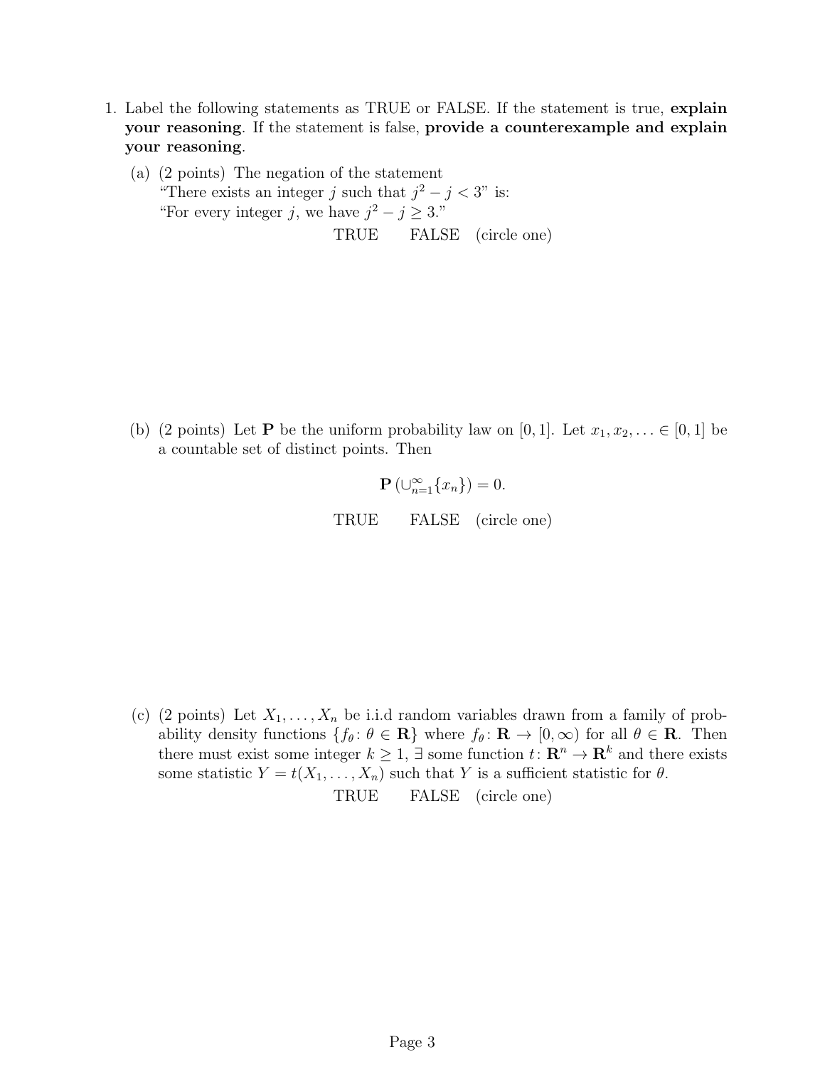1. Label the following statements as TRUE or FALSE. If the statement is true, **explain your reasoning**. If the statement is false, **provide a counterexample and explain your reasoning**.

   (a) (2 points) The negation of the statement
   "There exists an integer $j$ such that $j^2 - j < 3$" is:
   "For every integer $j$, we have $j^2 - j \geq 3$."

   TRUE FALSE (circle one)

   (b) (2 points) Let $\mathbf{P}$ be the uniform probability law on $[0, 1]$. Let $x_1, x_2, \ldots \in [0, 1]$ be a countable set of distinct points. Then

   $$\mathbf{P}\left(\cup_{n=1}^{\infty}\{x_n\}\right) = 0.$$

   TRUE FALSE (circle one)

   (c) (2 points) Let $X_1, \ldots, X_n$ be i.i.d random variables drawn from a family of probability density functions $\{f_\theta : \theta \in \mathbf{R}\}$ where $f_\theta : \mathbf{R} \to [0, \infty)$ for all $\theta \in \mathbf{R}$. Then there must exist some integer $k \geq 1$, $\exists$ some function $t : \mathbf{R}^n \to \mathbf{R}^k$ and there exists some statistic $Y = t(X_1, \ldots, X_n)$ such that $Y$ is a sufficient statistic for $\theta$.

   TRUE FALSE (circle one)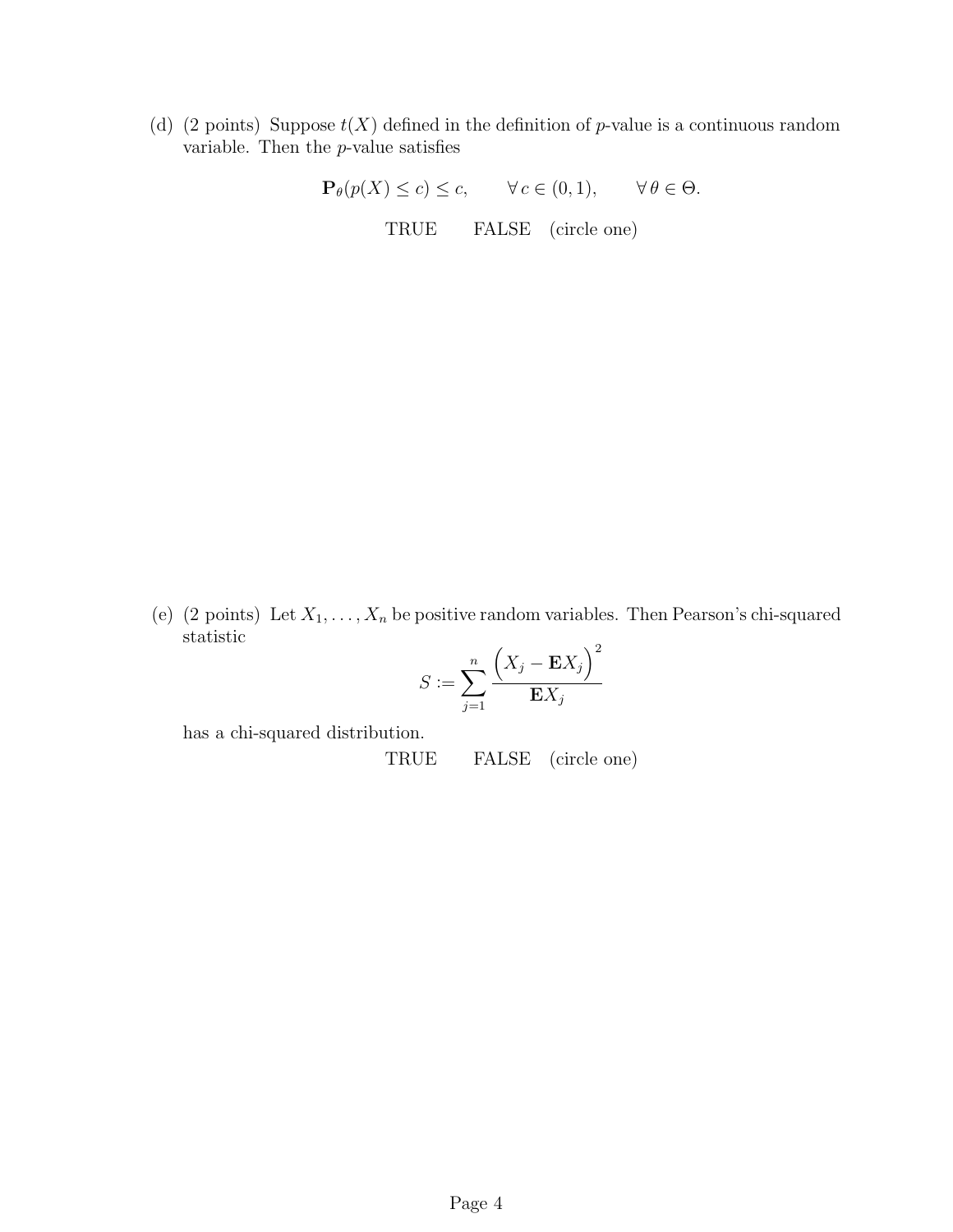(d) (2 points) Suppose $t(X)$ defined in the definition of $p$-value is a continuous random variable. Then the $p$-value satisfies

$$\mathbf{P}_\theta(p(X) \leq c) \leq c, \qquad \forall\, c \in (0,1), \qquad \forall\, \theta \in \Theta.$$

TRUE FALSE (circle one)

(e) (2 points) Let $X_1, \ldots, X_n$ be positive random variables. Then Pearson's chi-squared statistic

$$S := \sum_{j=1}^{n} \frac{\left(X_j - \mathbf{E}X_j\right)^2}{\mathbf{E}X_j}$$

has a chi-squared distribution.

TRUE FALSE (circle one)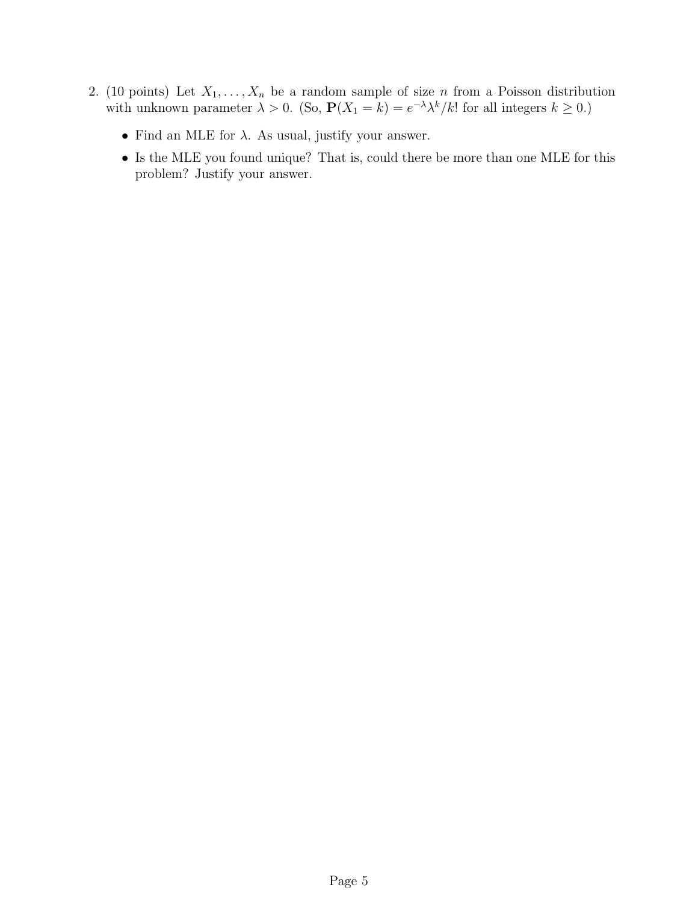2. (10 points) Let $X_1, \ldots, X_n$ be a random sample of size $n$ from a Poisson distribution with unknown parameter $\lambda > 0$. (So, $\mathbf{P}(X_1 = k) = e^{-\lambda}\lambda^k/k!$ for all integers $k \geq 0$.)

   - Find an MLE for $\lambda$. As usual, justify your answer.
   - Is the MLE you found unique? That is, could there be more than one MLE for this problem? Justify your answer.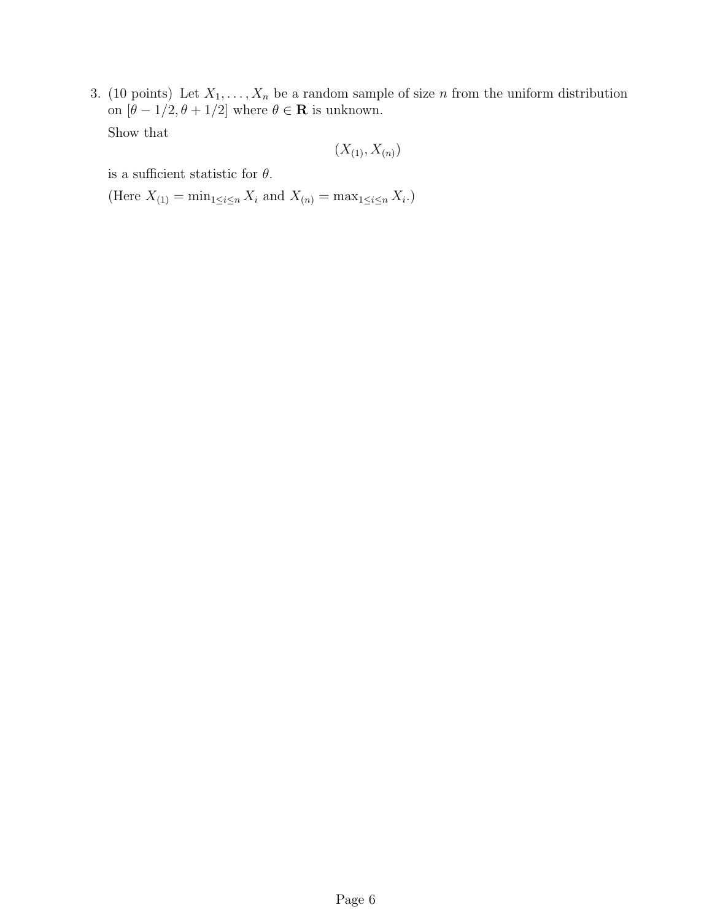3. (10 points) Let $X_1, \ldots, X_n$ be a random sample of size $n$ from the uniform distribution on $[\theta - 1/2, \theta + 1/2]$ where $\theta \in \mathbf{R}$ is unknown.

   Show that

   $$(X_{(1)}, X_{(n)})$$

   is a sufficient statistic for $\theta$.

   (Here $X_{(1)} = \min_{1 \le i \le n} X_i$ and $X_{(n)} = \max_{1 \le i \le n} X_i$.)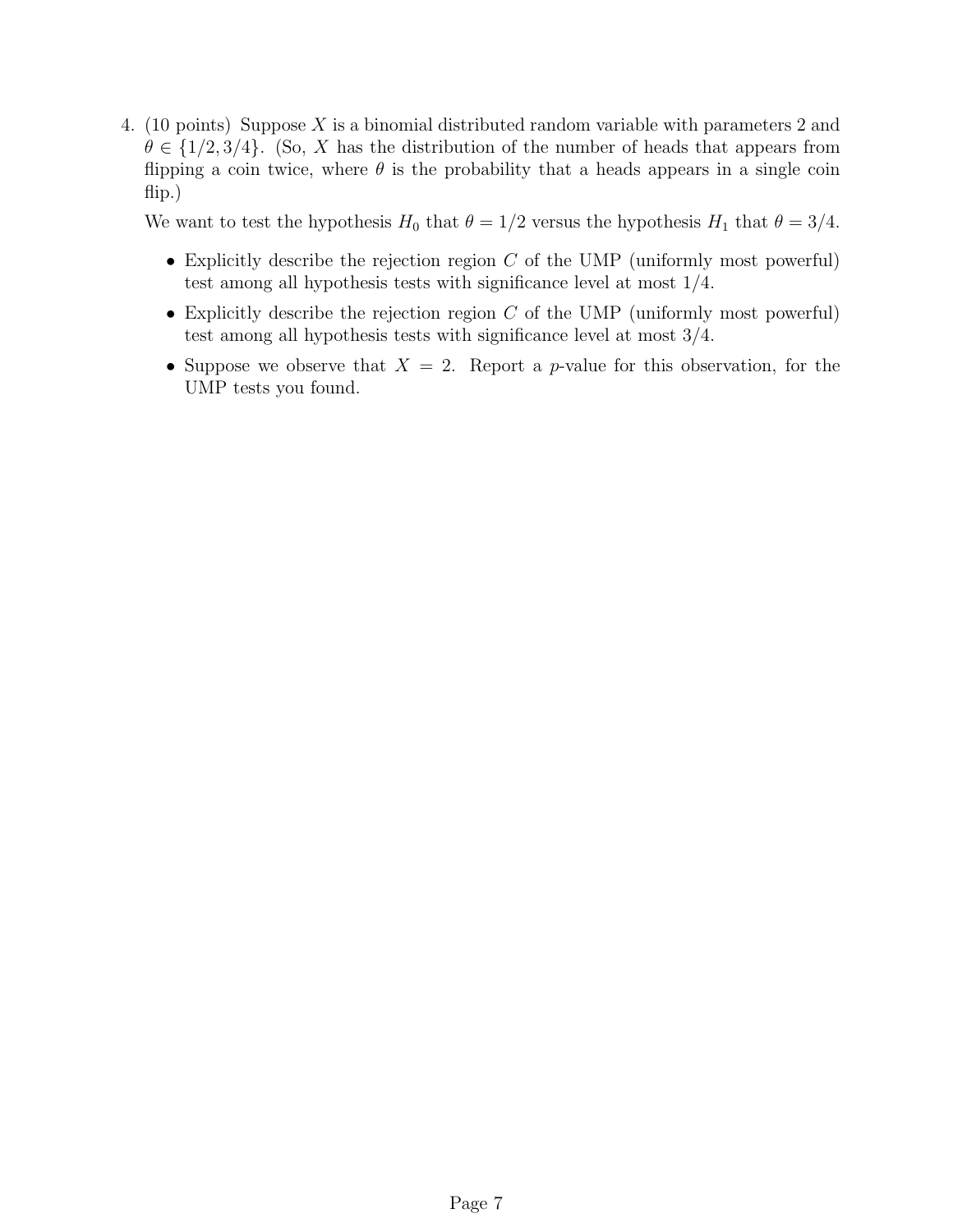4. (10 points) Suppose $X$ is a binomial distributed random variable with parameters 2 and $\theta \in \{1/2, 3/4\}$. (So, $X$ has the distribution of the number of heads that appears from flipping a coin twice, where $\theta$ is the probability that a heads appears in a single coin flip.)

   We want to test the hypothesis $H_0$ that $\theta = 1/2$ versus the hypothesis $H_1$ that $\theta = 3/4$.

   - Explicitly describe the rejection region $C$ of the UMP (uniformly most powerful) test among all hypothesis tests with significance level at most $1/4$.
   - Explicitly describe the rejection region $C$ of the UMP (uniformly most powerful) test among all hypothesis tests with significance level at most $3/4$.
   - Suppose we observe that $X = 2$. Report a $p$-value for this observation, for the UMP tests you found.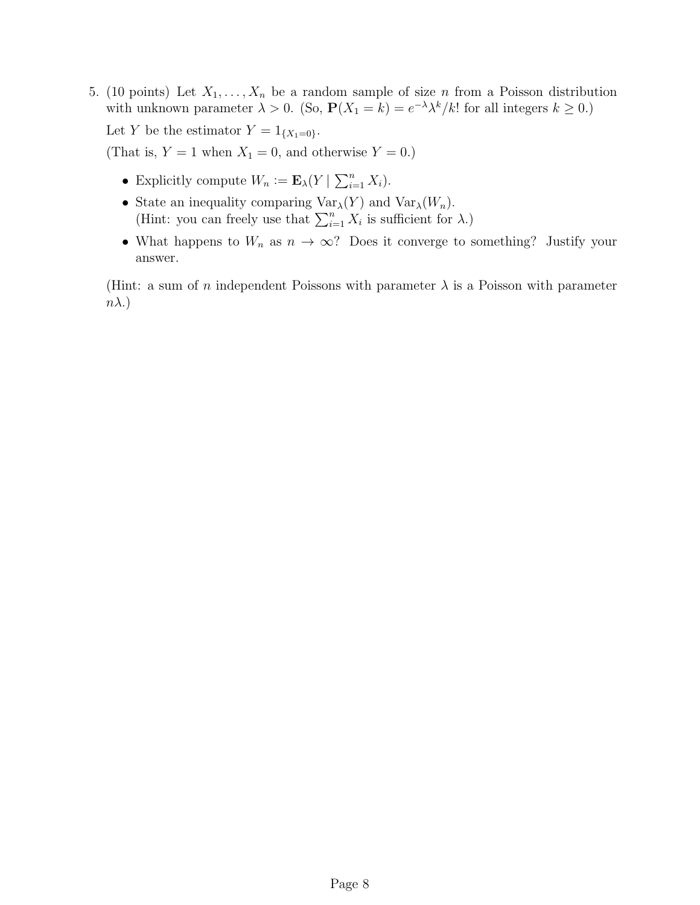5. (10 points) Let $X_1, \ldots, X_n$ be a random sample of size $n$ from a Poisson distribution with unknown parameter $\lambda > 0$. (So, $\mathbf{P}(X_1 = k) = e^{-\lambda}\lambda^k/k!$ for all integers $k \geq 0$.)

   Let $Y$ be the estimator $Y = 1_{\{X_1=0\}}$.

   (That is, $Y = 1$ when $X_1 = 0$, and otherwise $Y = 0$.)

   - Explicitly compute $W_n := \mathbf{E}_\lambda(Y \mid \sum_{i=1}^n X_i)$.
   - State an inequality comparing $\mathrm{Var}_\lambda(Y)$ and $\mathrm{Var}_\lambda(W_n)$.
     (Hint: you can freely use that $\sum_{i=1}^n X_i$ is sufficient for $\lambda$.)
   - What happens to $W_n$ as $n \to \infty$? Does it converge to something? Justify your answer.

   (Hint: a sum of $n$ independent Poissons with parameter $\lambda$ is a Poisson with parameter $n\lambda$.)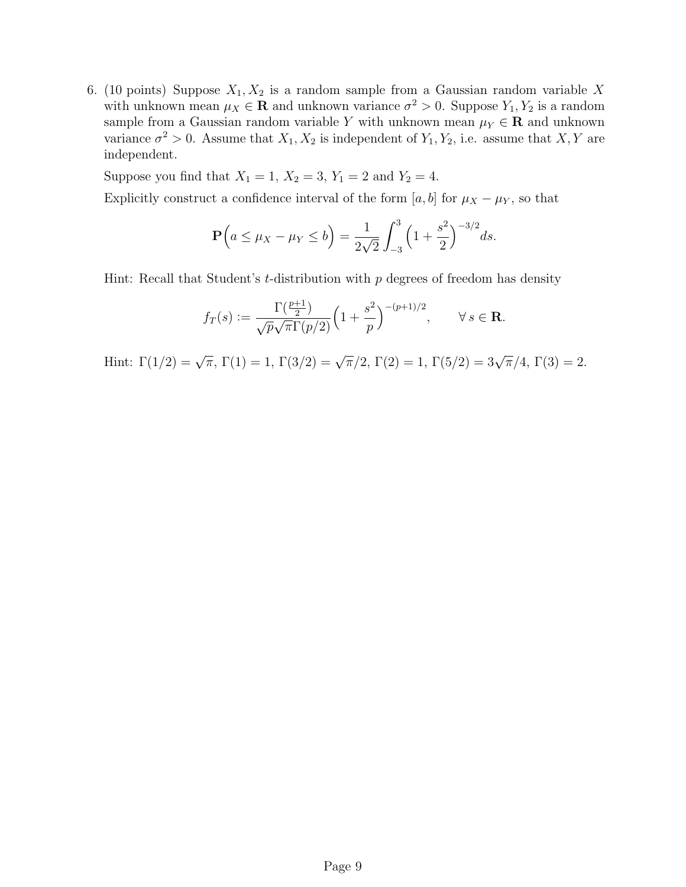6. (10 points) Suppose $X_1, X_2$ is a random sample from a Gaussian random variable $X$ with unknown mean $\mu_X \in \mathbf{R}$ and unknown variance $\sigma^2 > 0$. Suppose $Y_1, Y_2$ is a random sample from a Gaussian random variable $Y$ with unknown mean $\mu_Y \in \mathbf{R}$ and unknown variance $\sigma^2 > 0$. Assume that $X_1, X_2$ is independent of $Y_1, Y_2$, i.e. assume that $X, Y$ are independent.

   Suppose you find that $X_1 = 1$, $X_2 = 3$, $Y_1 = 2$ and $Y_2 = 4$.

   Explicitly construct a confidence interval of the form $[a, b]$ for $\mu_X - \mu_Y$, so that

$$\mathbf{P}\Big(a \leq \mu_X - \mu_Y \leq b\Big) = \frac{1}{2\sqrt{2}} \int_{-3}^{3} \Big(1 + \frac{s^2}{2}\Big)^{-3/2} ds.$$

   Hint: Recall that Student's $t$-distribution with $p$ degrees of freedom has density

$$f_T(s) := \frac{\Gamma(\frac{p+1}{2})}{\sqrt{p}\sqrt{\pi}\Gamma(p/2)} \Big(1 + \frac{s^2}{p}\Big)^{-(p+1)/2}, \qquad \forall\, s \in \mathbf{R}.$$

   Hint: $\Gamma(1/2) = \sqrt{\pi}$, $\Gamma(1) = 1$, $\Gamma(3/2) = \sqrt{\pi}/2$, $\Gamma(2) = 1$, $\Gamma(5/2) = 3\sqrt{\pi}/4$, $\Gamma(3) = 2$.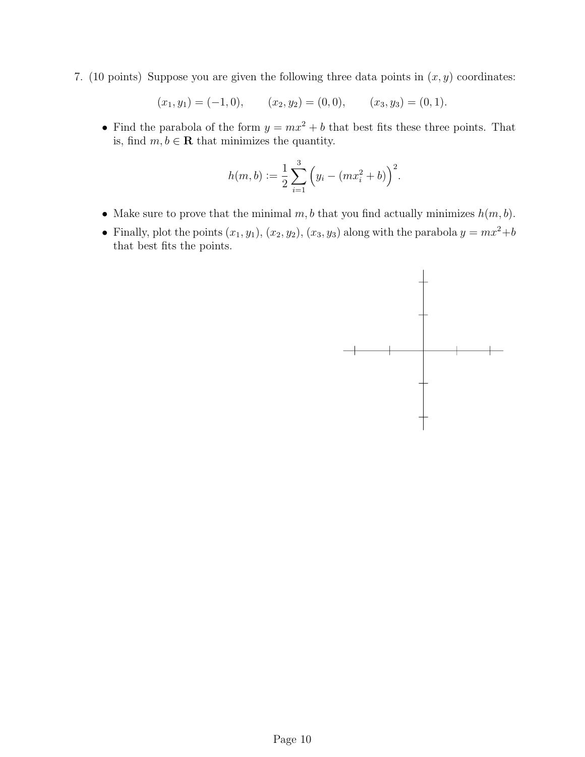7. (10 points) Suppose you are given the following three data points in $(x, y)$ coordinates:

$$(x_1, y_1) = (-1, 0), \qquad (x_2, y_2) = (0, 0), \qquad (x_3, y_3) = (0, 1).$$

- Find the parabola of the form $y = mx^2 + b$ that best fits these three points. That is, find $m, b \in \mathbf{R}$ that minimizes the quantity.

$$h(m, b) := \frac{1}{2} \sum_{i=1}^{3} \Big( y_i - (mx_i^2 + b) \Big)^2.$$

- Make sure to prove that the minimal $m, b$ that you find actually minimizes $h(m, b)$.
- Finally, plot the points $(x_1, y_1)$, $(x_2, y_2)$, $(x_3, y_3)$ along with the parabola $y = mx^2 + b$ that best fits the points.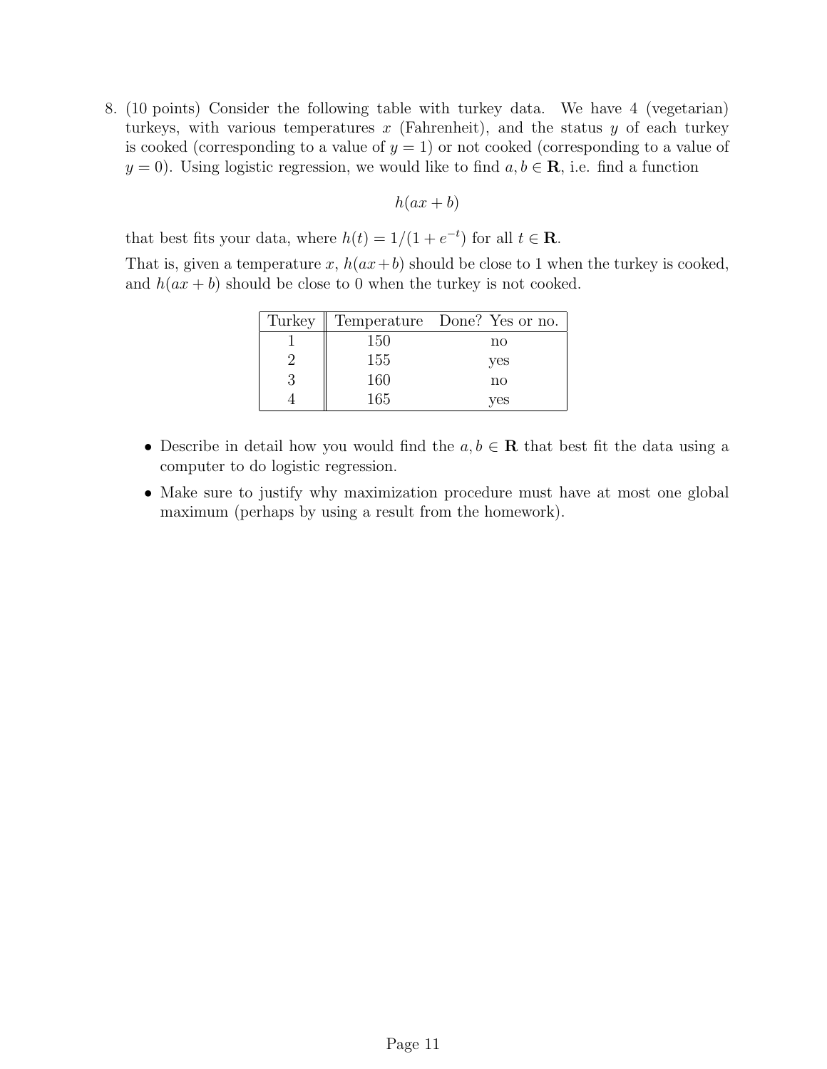8. (10 points) Consider the following table with turkey data. We have 4 (vegetarian) turkeys, with various temperatures $x$ (Fahrenheit), and the status $y$ of each turkey is cooked (corresponding to a value of $y = 1$) or not cooked (corresponding to a value of $y = 0$). Using logistic regression, we would like to find $a, b \in \mathbf{R}$, i.e. find a function

$$h(ax + b)$$

that best fits your data, where $h(t) = 1/(1 + e^{-t})$ for all $t \in \mathbf{R}$.

That is, given a temperature $x$, $h(ax+b)$ should be close to 1 when the turkey is cooked, and $h(ax + b)$ should be close to 0 when the turkey is not cooked.

| Turkey | Temperature | Done? Yes or no. |
|---|---|---|
| 1 | 150 | no |
| 2 | 155 | yes |
| 3 | 160 | no |
| 4 | 165 | yes |

- Describe in detail how you would find the $a, b \in \mathbf{R}$ that best fit the data using a computer to do logistic regression.
- Make sure to justify why maximization procedure must have at most one global maximum (perhaps by using a result from the homework).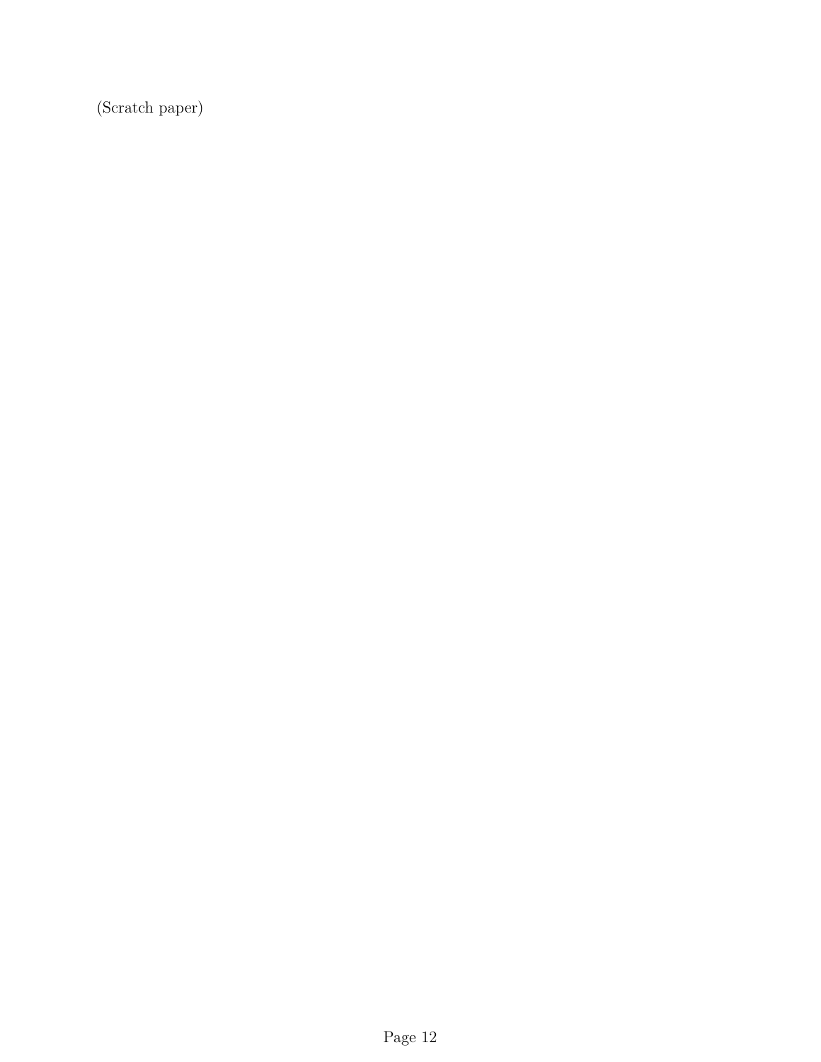(Scratch paper)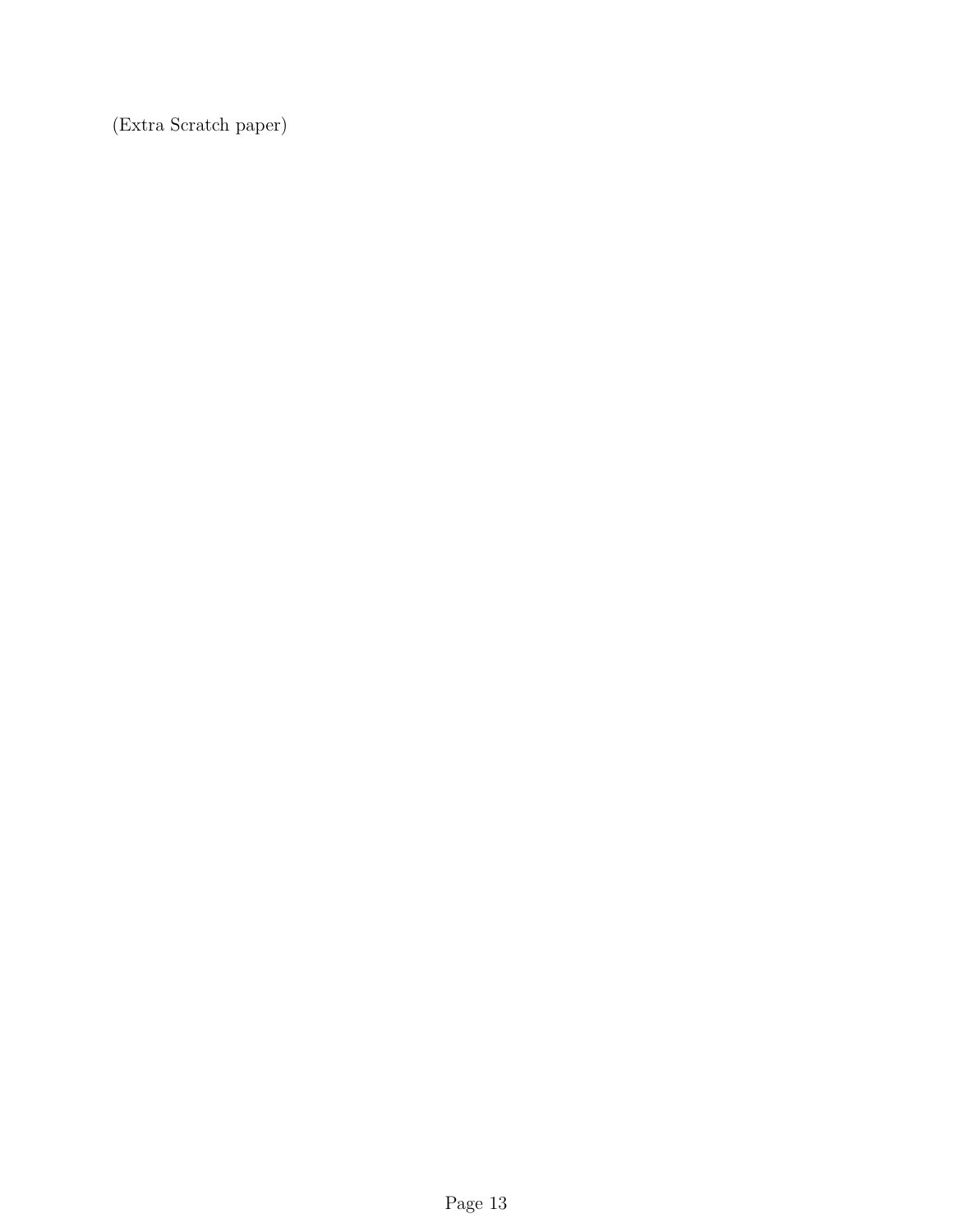(Extra Scratch paper)